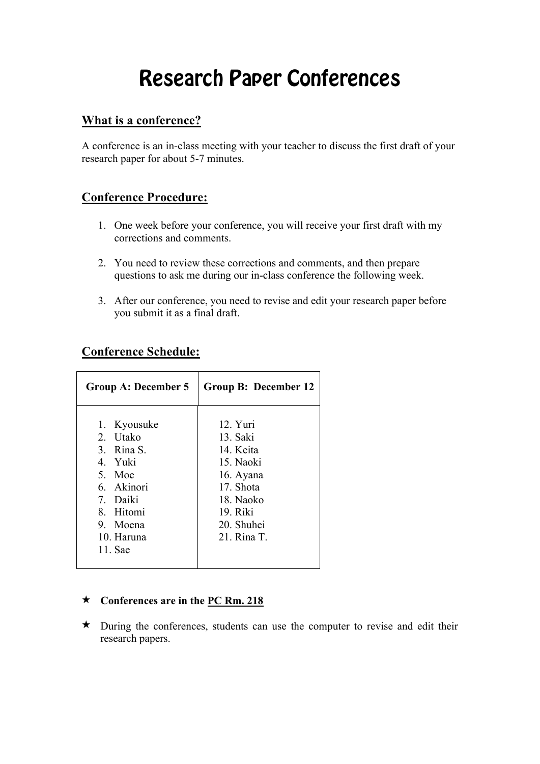# Research Paper Conferences

## What is a conference?

A conference is an in-class meeting with your teacher to discuss the first draft of your research paper for about 5-7 minutes.

## Conference Procedure:

1. One week before your conference, you will receive your first draft with my corrections and comments.

2. You need to review these corrections and comments, and then prepare questions to ask me during our in-class conference the following week.

3. After our conference, you need to revise and edit your research paper before you submit it as a final draft.

## Conference Schedule:

| Group A: December 5 | Group B: December 12 |
|---|---|
| 1. Kyousuke | 12. Yuri |
| 2. Utako | 13. Saki |
| 3. Rina S. | 14. Keita |
| 4. Yuki | 15. Naoki |
| 5. Moe | 16. Ayana |
| 6. Akinori | 17. Shota |
| 7. Daiki | 18. Naoko |
| 8. Hitomi | 19. Riki |
| 9. Moena | 20. Shuhei |
| 10. Haruna | 21. Rina T. |
| 11. Sae | |

- ★ **Conferences are in the PC Rm. 218**

- ★ During the conferences, students can use the computer to revise and edit their research papers.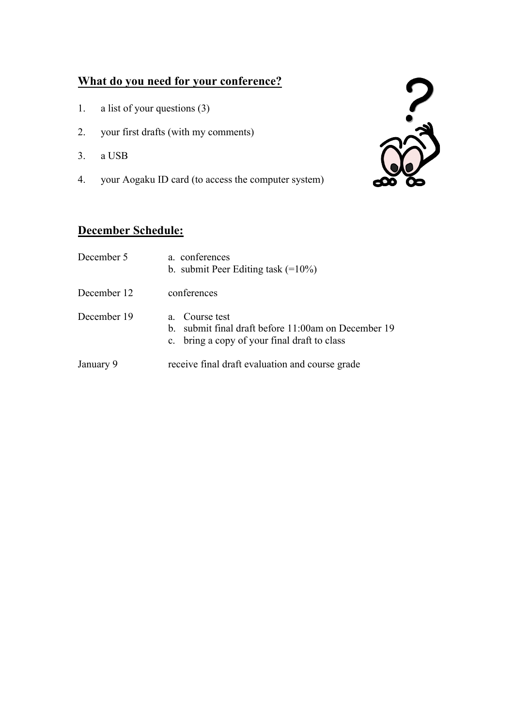## What do you need for your conference?

1. a list of your questions (3)
2. your first drafts (with my comments)
3. a USB
4. your Aogaku ID card (to access the computer system)

## December Schedule:

| | |
|---|---|
| December 5 | a. conferences<br>b. submit Peer Editing task (=10%) |
| December 12 | conferences |
| December 19 | a. Course test<br>b. submit final draft before 11:00am on December 19<br>c. bring a copy of your final draft to class |
| January 9 | receive final draft evaluation and course grade |